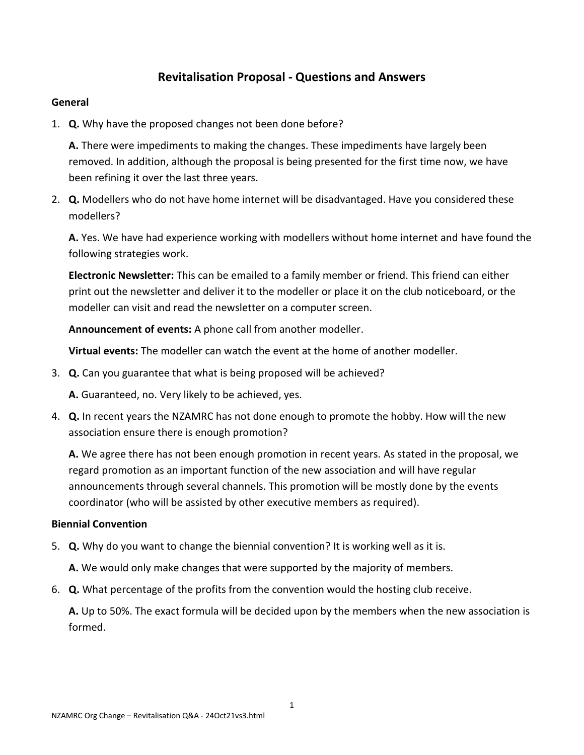# Revitalisation Proposal - Questions and Answers

## General

1. **Q.** Why have the proposed changes not been done before?

   **A.** There were impediments to making the changes. These impediments have largely been removed. In addition, although the proposal is being presented for the first time now, we have been refining it over the last three years.

2. **Q.** Modellers who do not have home internet will be disadvantaged. Have you considered these modellers?

   **A.** Yes. We have had experience working with modellers without home internet and have found the following strategies work.

   **Electronic Newsletter:** This can be emailed to a family member or friend. This friend can either print out the newsletter and deliver it to the modeller or place it on the club noticeboard, or the modeller can visit and read the newsletter on a computer screen.

   **Announcement of events:** A phone call from another modeller.

   **Virtual events:** The modeller can watch the event at the home of another modeller.

3. **Q.** Can you guarantee that what is being proposed will be achieved?

   **A.** Guaranteed, no. Very likely to be achieved, yes.

4. **Q.** In recent years the NZAMRC has not done enough to promote the hobby. How will the new association ensure there is enough promotion?

   **A.** We agree there has not been enough promotion in recent years. As stated in the proposal, we regard promotion as an important function of the new association and will have regular announcements through several channels. This promotion will be mostly done by the events coordinator (who will be assisted by other executive members as required).

## Biennial Convention

5. **Q.** Why do you want to change the biennial convention? It is working well as it is.

   **A.** We would only make changes that were supported by the majority of members.

6. **Q.** What percentage of the profits from the convention would the hosting club receive.

   **A.** Up to 50%. The exact formula will be decided upon by the members when the new association is formed.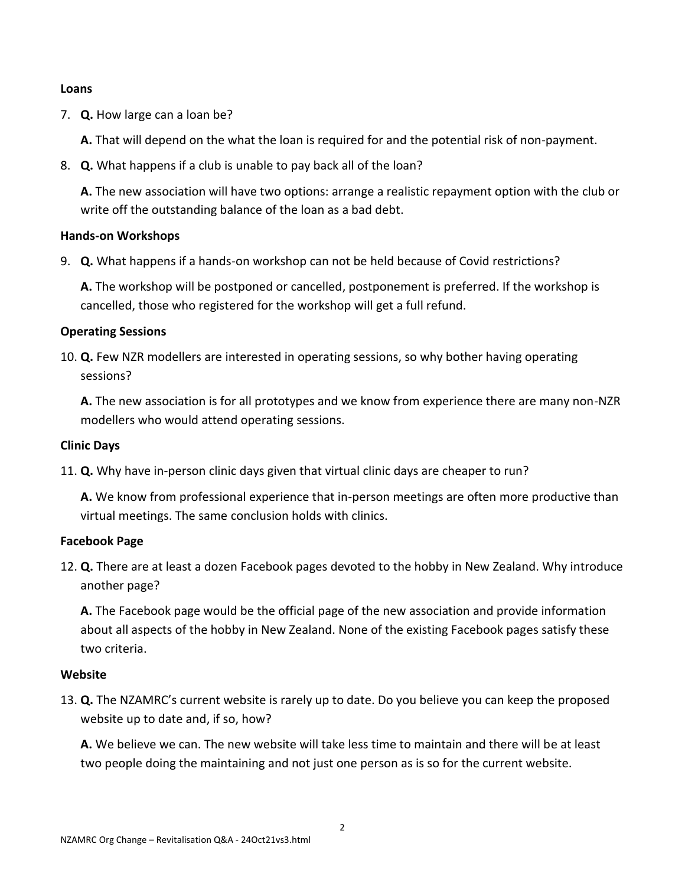**Loans**

7. **Q.** How large can a loan be?

   **A.** That will depend on the what the loan is required for and the potential risk of non-payment.

8. **Q.** What happens if a club is unable to pay back all of the loan?

   **A.** The new association will have two options: arrange a realistic repayment option with the club or write off the outstanding balance of the loan as a bad debt.

**Hands-on Workshops**

9. **Q.** What happens if a hands-on workshop can not be held because of Covid restrictions?

   **A.** The workshop will be postponed or cancelled, postponement is preferred. If the workshop is cancelled, those who registered for the workshop will get a full refund.

**Operating Sessions**

10. **Q.** Few NZR modellers are interested in operating sessions, so why bother having operating sessions?

    **A.** The new association is for all prototypes and we know from experience there are many non-NZR modellers who would attend operating sessions.

**Clinic Days**

11. **Q.** Why have in-person clinic days given that virtual clinic days are cheaper to run?

    **A.** We know from professional experience that in-person meetings are often more productive than virtual meetings. The same conclusion holds with clinics.

**Facebook Page**

12. **Q.** There are at least a dozen Facebook pages devoted to the hobby in New Zealand. Why introduce another page?

    **A.** The Facebook page would be the official page of the new association and provide information about all aspects of the hobby in New Zealand. None of the existing Facebook pages satisfy these two criteria.

**Website**

13. **Q.** The NZAMRC's current website is rarely up to date. Do you believe you can keep the proposed website up to date and, if so, how?

    **A.** We believe we can. The new website will take less time to maintain and there will be at least two people doing the maintaining and not just one person as is so for the current website.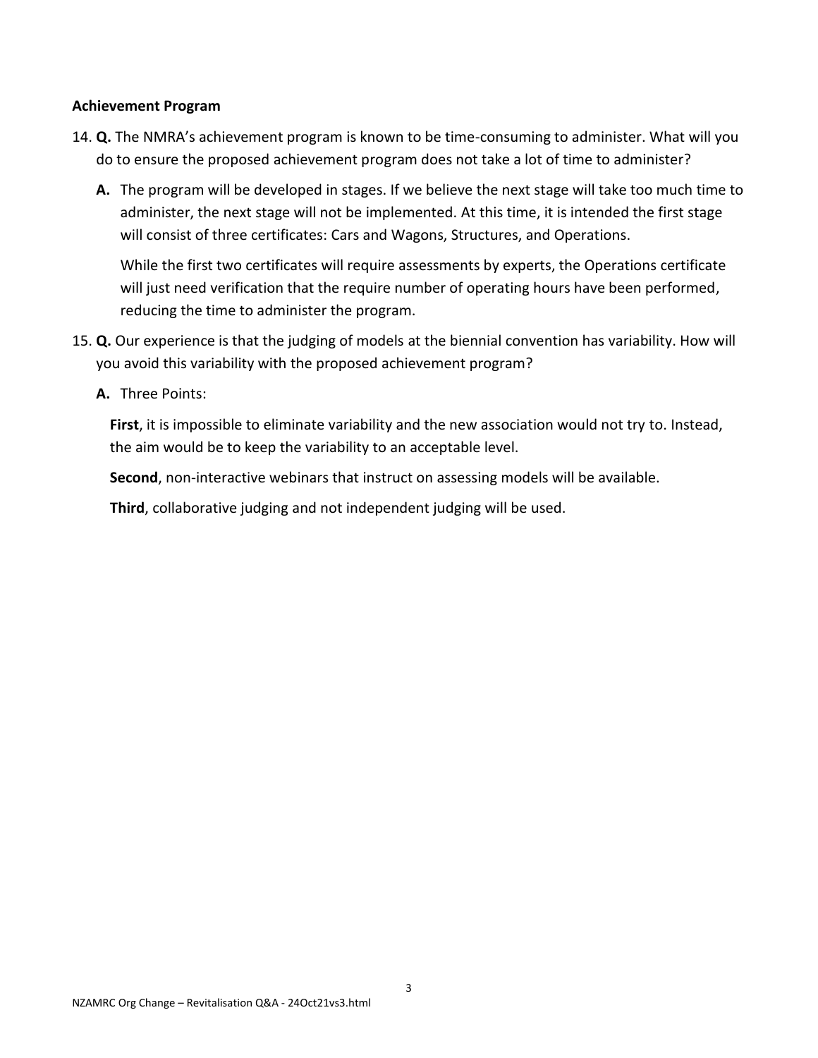**Achievement Program**

14. **Q.** The NMRA's achievement program is known to be time-consuming to administer. What will you do to ensure the proposed achievement program does not take a lot of time to administer?

    **A.** The program will be developed in stages. If we believe the next stage will take too much time to administer, the next stage will not be implemented. At this time, it is intended the first stage will consist of three certificates: Cars and Wagons, Structures, and Operations.

    While the first two certificates will require assessments by experts, the Operations certificate will just need verification that the require number of operating hours have been performed, reducing the time to administer the program.

15. **Q.** Our experience is that the judging of models at the biennial convention has variability. How will you avoid this variability with the proposed achievement program?

    **A.** Three Points:

    **First**, it is impossible to eliminate variability and the new association would not try to. Instead, the aim would be to keep the variability to an acceptable level.

    **Second**, non-interactive webinars that instruct on assessing models will be available.

    **Third**, collaborative judging and not independent judging will be used.